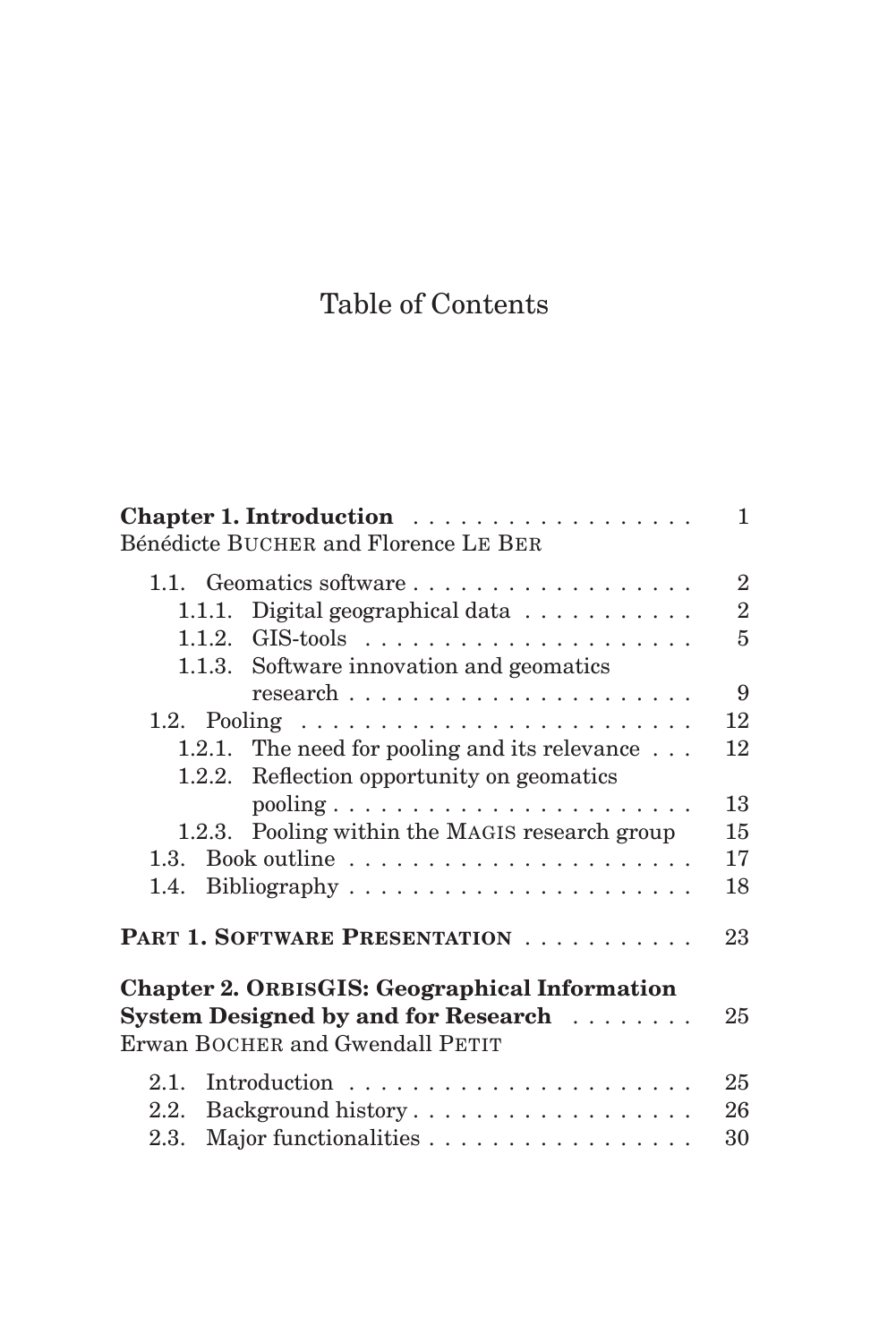# Table of Contents

**Chapter 1. Introduction** . . . . . . . . . . . . . . . . . . 1
Bénédicte BUCHER and Florence LE BER

- 1.1. Geomatics software . . . . . . . . . . . . . . . . . . 2
  - 1.1.1. Digital geographical data . . . . . . . . . . . 2
  - 1.1.2. GIS-tools . . . . . . . . . . . . . . . . . . . . . 5
  - 1.1.3. Software innovation and geomatics research . . . . . . . . . . . . . . . . . . . . . . 9
- 1.2. Pooling . . . . . . . . . . . . . . . . . . . . . . . . . 12
  - 1.2.1. The need for pooling and its relevance . . . 12
  - 1.2.2. Reflection opportunity on geomatics pooling . . . . . . . . . . . . . . . . . . . . . . . 13
  - 1.2.3. Pooling within the MAGIS research group 15
- 1.3. Book outline . . . . . . . . . . . . . . . . . . . . . . 17
- 1.4. Bibliography . . . . . . . . . . . . . . . . . . . . . . 18

**PART 1. SOFTWARE PRESENTATION** . . . . . . . . . . . 23

**Chapter 2. ORBISGIS: Geographical Information System Designed by and for Research** . . . . . . . . 25
Erwan BOCHER and Gwendall PETIT

- 2.1. Introduction . . . . . . . . . . . . . . . . . . . . . . 25
- 2.2. Background history . . . . . . . . . . . . . . . . . . 26
- 2.3. Major functionalities . . . . . . . . . . . . . . . . . 30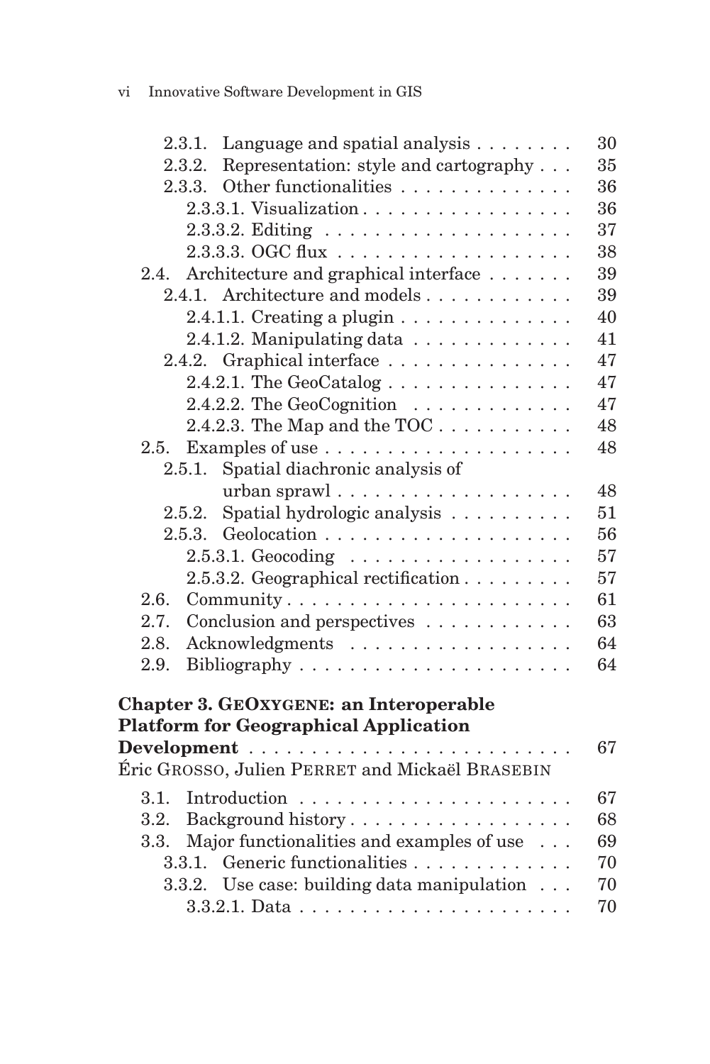2.3.1. Language and spatial analysis . . . . . . . . 30
2.3.2. Representation: style and cartography . . . 35
2.3.3. Other functionalities . . . . . . . . . . . . . . 36
2.3.3.1. Visualization . . . . . . . . . . . . . . . . . 36
2.3.3.2. Editing . . . . . . . . . . . . . . . . . . . . 37
2.3.3.3. OGC flux . . . . . . . . . . . . . . . . . . . 38
2.4. Architecture and graphical interface . . . . . . . 39
2.4.1. Architecture and models . . . . . . . . . . . . 39
2.4.1.1. Creating a plugin . . . . . . . . . . . . . . 40
2.4.1.2. Manipulating data . . . . . . . . . . . . . 41
2.4.2. Graphical interface . . . . . . . . . . . . . . . 47
2.4.2.1. The GeoCatalog . . . . . . . . . . . . . . . 47
2.4.2.2. The GeoCognition . . . . . . . . . . . . . 47
2.4.2.3. The Map and the TOC . . . . . . . . . . . 48
2.5. Examples of use . . . . . . . . . . . . . . . . . . . 48
2.5.1. Spatial diachronic analysis of urban sprawl . . . . . . . . . . . . . . . . . . . 48
2.5.2. Spatial hydrologic analysis . . . . . . . . . . 51
2.5.3. Geolocation . . . . . . . . . . . . . . . . . . . 56
2.5.3.1. Geocoding . . . . . . . . . . . . . . . . . . 57
2.5.3.2. Geographical rectification . . . . . . . . . 57
2.6. Community . . . . . . . . . . . . . . . . . . . . . . 61
2.7. Conclusion and perspectives . . . . . . . . . . . . 63
2.8. Acknowledgments . . . . . . . . . . . . . . . . . . 64
2.9. Bibliography . . . . . . . . . . . . . . . . . . . . . 64

**Chapter 3. GeOxygene: an Interoperable Platform for Geographical Application Development** . . . . . . . . . . . . . . . . . . . . . . . . . 67
Éric Grosso, Julien Perret and Mickaël Brasebin

3.1. Introduction . . . . . . . . . . . . . . . . . . . . . 67
3.2. Background history . . . . . . . . . . . . . . . . . 68
3.3. Major functionalities and examples of use . . . 69
3.3.1. Generic functionalities . . . . . . . . . . . . . 70
3.3.2. Use case: building data manipulation . . . 70
3.3.2.1. Data . . . . . . . . . . . . . . . . . . . . . . 70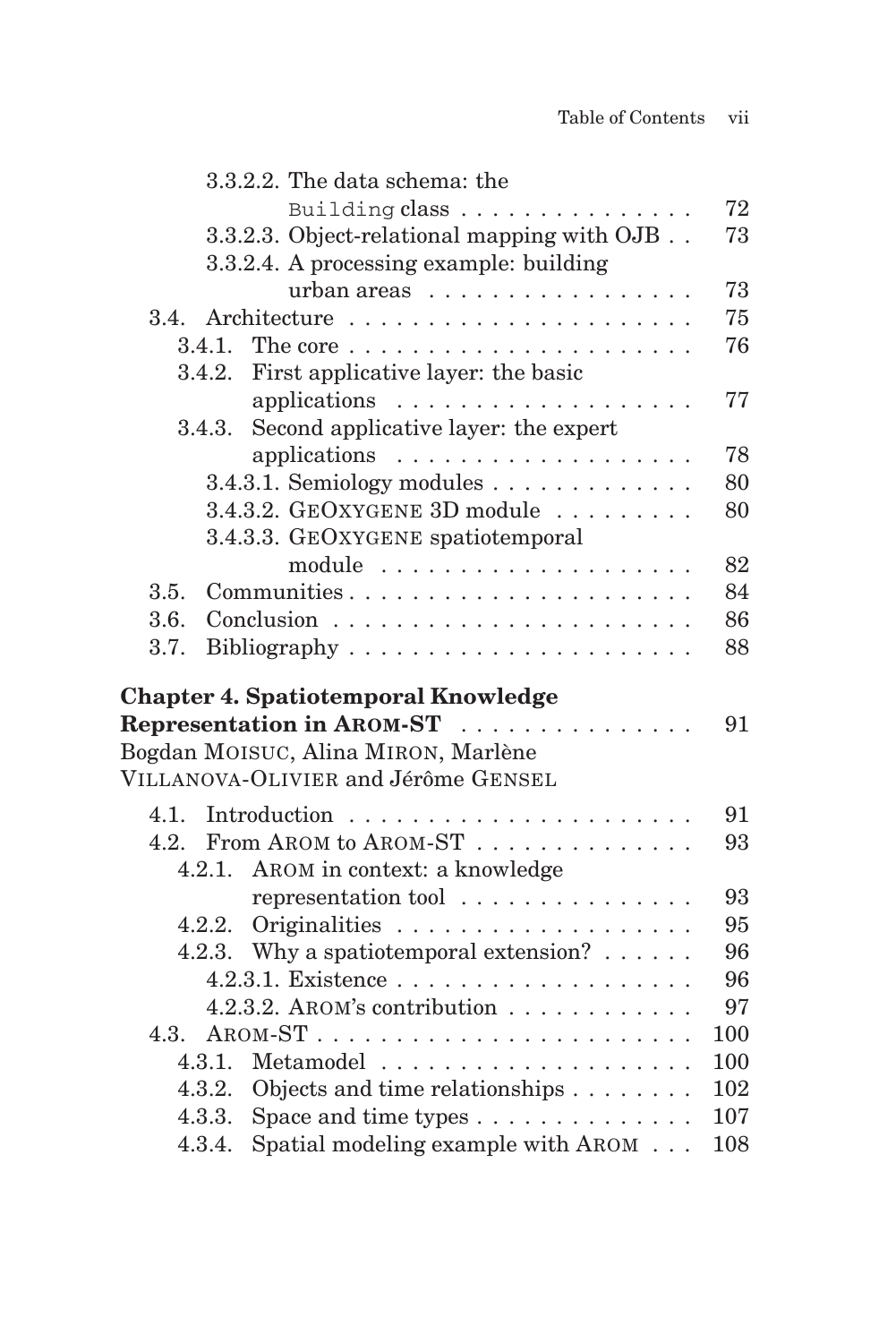3.3.2.2. The data schema: the `Building` class . . . . . . . . . . . . . . . 72

3.3.2.3. Object-relational mapping with OJB . . 73

3.3.2.4. A processing example: building urban areas . . . . . . . . . . . . . . . . 73

3.4. Architecture . . . . . . . . . . . . . . . . . . . . . . 75

3.4.1. The core . . . . . . . . . . . . . . . . . . . . . . 76

3.4.2. First applicative layer: the basic applications . . . . . . . . . . . . . . . . . . . 77

3.4.3. Second applicative layer: the expert applications . . . . . . . . . . . . . . . . . . . 78

3.4.3.1. Semiology modules . . . . . . . . . . . . . 80

3.4.3.2. GeOxygene 3D module . . . . . . . . . 80

3.4.3.3. GeOxygene spatiotemporal module . . . . . . . . . . . . . . . . . . . 82

3.5. Communities . . . . . . . . . . . . . . . . . . . . . 84

3.6. Conclusion . . . . . . . . . . . . . . . . . . . . . . 86

3.7. Bibliography . . . . . . . . . . . . . . . . . . . . . 88

**Chapter 4. Spatiotemporal Knowledge Representation in AROM-ST . . . . . . . . . . . . . . . 91**

Bogdan Moisuc, Alina Miron, Marlène Villanova-Olivier and Jérôme Gensel

4.1. Introduction . . . . . . . . . . . . . . . . . . . . . . 91

4.2. From Arom to Arom-ST . . . . . . . . . . . . . . 93

4.2.1. Arom in context: a knowledge representation tool . . . . . . . . . . . . . . . 93

4.2.2. Originalities . . . . . . . . . . . . . . . . . . . 95

4.2.3. Why a spatiotemporal extension? . . . . . . 96

4.2.3.1. Existence . . . . . . . . . . . . . . . . . . . 96

4.2.3.2. Arom's contribution . . . . . . . . . . . . 97

4.3. Arom-ST . . . . . . . . . . . . . . . . . . . . . . . . 100

4.3.1. Metamodel . . . . . . . . . . . . . . . . . . . . 100

4.3.2. Objects and time relationships . . . . . . . . 102

4.3.3. Space and time types . . . . . . . . . . . . . 107

4.3.4. Spatial modeling example with Arom . . . 108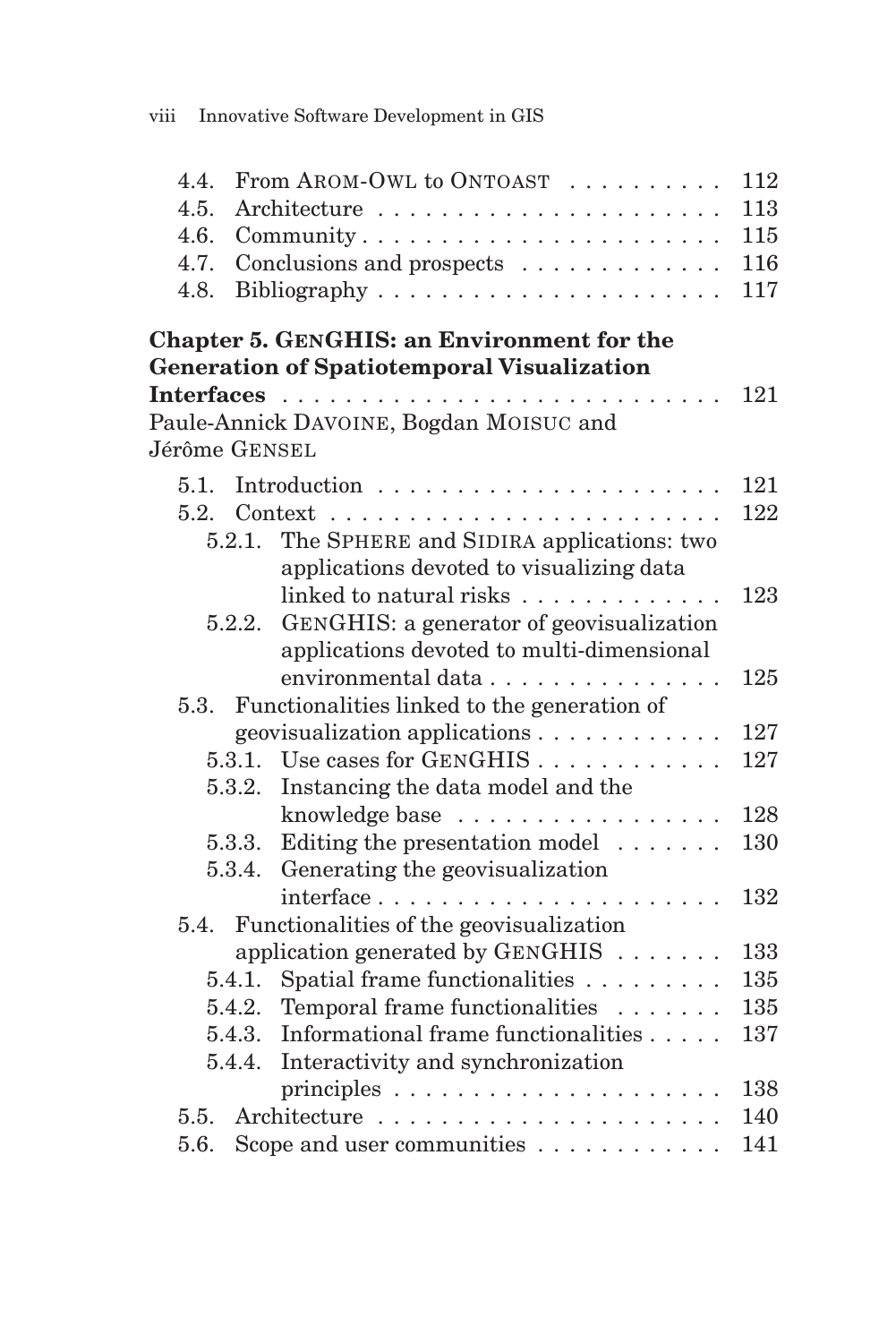| | | |
|---|---|---|
| 4.4. | From AROM-OWL to ONTOAST | 112 |
| 4.5. | Architecture | 113 |
| 4.6. | Community | 115 |
| 4.7. | Conclusions and prospects | 116 |
| 4.8. | Bibliography | 117 |

**Chapter 5. GENGHIS: an Environment for the Generation of Spatiotemporal Visualization Interfaces** . . . . . 121

Paule-Annick DAVOINE, Bogdan MOISUC and Jérôme GENSEL

| | | |
|---|---|---|
| 5.1. | Introduction | 121 |
| 5.2. | Context | 122 |
| 5.2.1. | The SPHERE and SIDIRA applications: two applications devoted to visualizing data linked to natural risks | 123 |
| 5.2.2. | GENGHIS: a generator of geovisualization applications devoted to multi-dimensional environmental data | 125 |
| 5.3. | Functionalities linked to the generation of geovisualization applications | 127 |
| 5.3.1. | Use cases for GENGHIS | 127 |
| 5.3.2. | Instancing the data model and the knowledge base | 128 |
| 5.3.3. | Editing the presentation model | 130 |
| 5.3.4. | Generating the geovisualization interface | 132 |
| 5.4. | Functionalities of the geovisualization application generated by GENGHIS | 133 |
| 5.4.1. | Spatial frame functionalities | 135 |
| 5.4.2. | Temporal frame functionalities | 135 |
| 5.4.3. | Informational frame functionalities | 137 |
| 5.4.4. | Interactivity and synchronization principles | 138 |
| 5.5. | Architecture | 140 |
| 5.6. | Scope and user communities | 141 |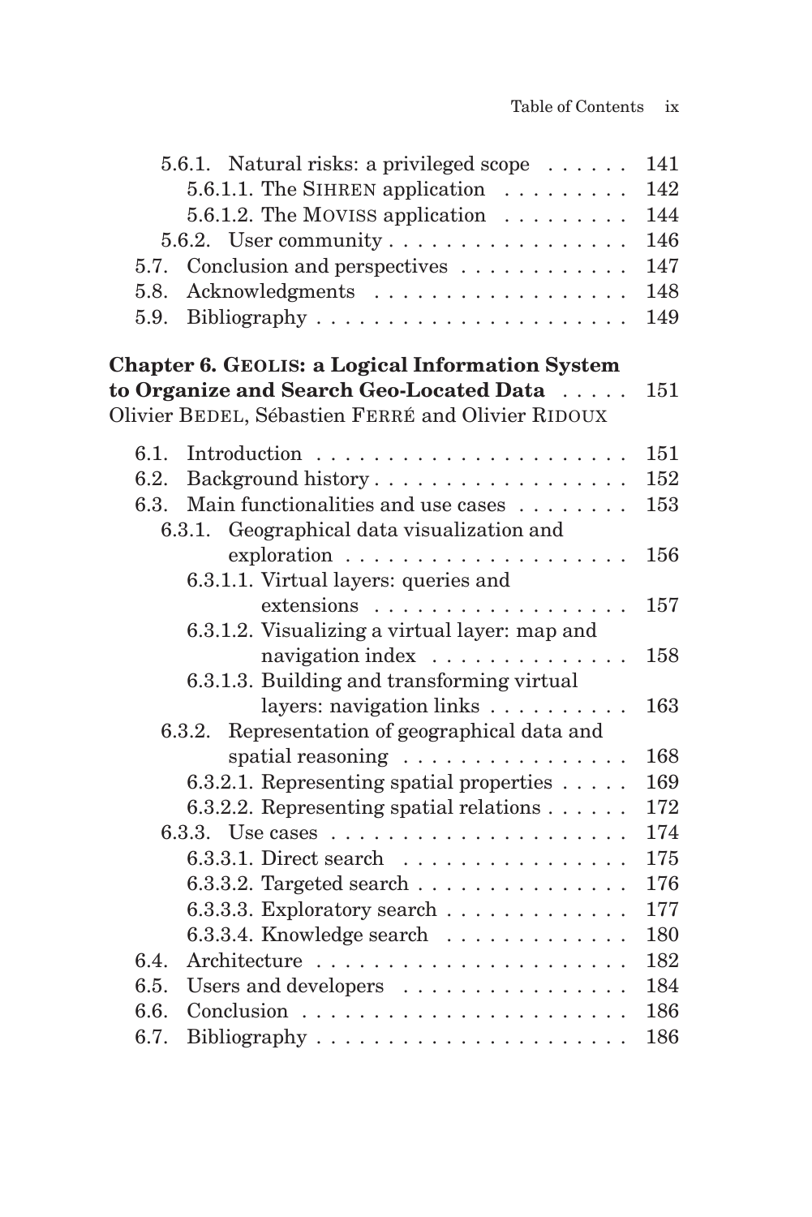5.6.1. Natural risks: a privileged scope . . . . . . 141

5.6.1.1. The SIHREN application . . . . . . . . . 142

5.6.1.2. The MOVISS application . . . . . . . . . 144

5.6.2. User community . . . . . . . . . . . . . . . . 146

5.7. Conclusion and perspectives . . . . . . . . . . . . 147

5.8. Acknowledgments . . . . . . . . . . . . . . . . . . 148

5.9. Bibliography . . . . . . . . . . . . . . . . . . . . . 149

**Chapter 6. GEOLIS: a Logical Information System to Organize and Search Geo-Located Data** . . . . . 151
Olivier BEDEL, Sébastien FERRÉ and Olivier RIDOUX

6.1. Introduction . . . . . . . . . . . . . . . . . . . . . 151

6.2. Background history . . . . . . . . . . . . . . . . . 152

6.3. Main functionalities and use cases . . . . . . . . 153

6.3.1. Geographical data visualization and exploration . . . . . . . . . . . . . . . . . . 156

6.3.1.1. Virtual layers: queries and extensions . . . . . . . . . . . . . . . . . 157

6.3.1.2. Visualizing a virtual layer: map and navigation index . . . . . . . . . . . . . 158

6.3.1.3. Building and transforming virtual layers: navigation links . . . . . . . . . . 163

6.3.2. Representation of geographical data and spatial reasoning . . . . . . . . . . . . . . . 168

6.3.2.1. Representing spatial properties . . . . . 169

6.3.2.2. Representing spatial relations . . . . . . 172

6.3.3. Use cases . . . . . . . . . . . . . . . . . . . . 174

6.3.3.1. Direct search . . . . . . . . . . . . . . . 175

6.3.3.2. Targeted search . . . . . . . . . . . . . . 176

6.3.3.3. Exploratory search . . . . . . . . . . . . 177

6.3.3.4. Knowledge search . . . . . . . . . . . . 180

6.4. Architecture . . . . . . . . . . . . . . . . . . . . . 182

6.5. Users and developers . . . . . . . . . . . . . . . . 184

6.6. Conclusion . . . . . . . . . . . . . . . . . . . . . . 186

6.7. Bibliography . . . . . . . . . . . . . . . . . . . . . 186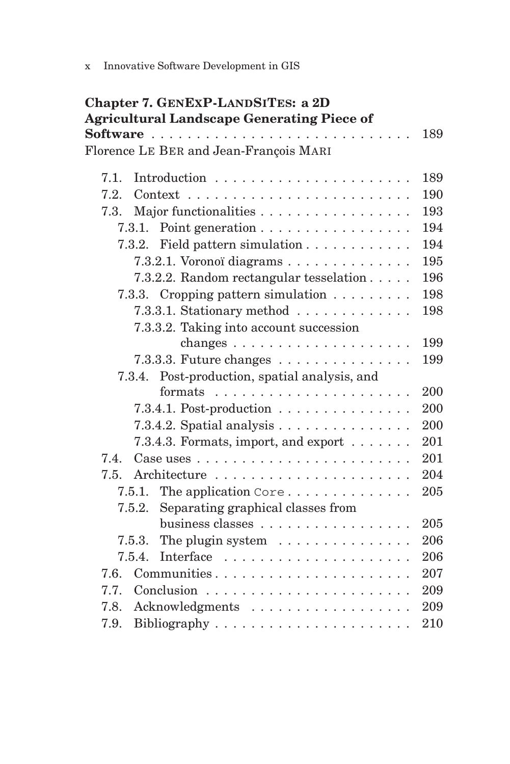**Chapter 7. GENEXP-LANDSITES: a 2D Agricultural Landscape Generating Piece of Software** . . . . . . . . . . . . . . . . . . . . . . . . . . . . 189
Florence LE BER and Jean-François MARI

- 7.1. Introduction . . . . . . . . . . . . . . . . . . . . . 189
- 7.2. Context . . . . . . . . . . . . . . . . . . . . . . . . 190
- 7.3. Major functionalities . . . . . . . . . . . . . . . . 193
  - 7.3.1. Point generation . . . . . . . . . . . . . . . . 194
  - 7.3.2. Field pattern simulation . . . . . . . . . . . 194
    - 7.3.2.1. Voronoï diagrams . . . . . . . . . . . . . 195
    - 7.3.2.2. Random rectangular tesselation . . . . . 196
  - 7.3.3. Cropping pattern simulation . . . . . . . . . 198
    - 7.3.3.1. Stationary method . . . . . . . . . . . . 198
    - 7.3.3.2. Taking into account succession changes . . . . . . . . . . . . . . . . . . 199
    - 7.3.3.3. Future changes . . . . . . . . . . . . . . 199
  - 7.3.4. Post-production, spatial analysis, and formats . . . . . . . . . . . . . . . . . . . . 200
    - 7.3.4.1. Post-production . . . . . . . . . . . . . . 200
    - 7.3.4.2. Spatial analysis . . . . . . . . . . . . . . 200
    - 7.3.4.3. Formats, import, and export . . . . . . . 201
- 7.4. Case uses . . . . . . . . . . . . . . . . . . . . . . . 201
- 7.5. Architecture . . . . . . . . . . . . . . . . . . . . . 204
  - 7.5.1. The application `Core` . . . . . . . . . . . . . 205
  - 7.5.2. Separating graphical classes from business classes . . . . . . . . . . . . . . . . 205
  - 7.5.3. The plugin system . . . . . . . . . . . . . . 206
  - 7.5.4. Interface . . . . . . . . . . . . . . . . . . . . 206
- 7.6. Communities . . . . . . . . . . . . . . . . . . . . . 207
- 7.7. Conclusion . . . . . . . . . . . . . . . . . . . . . . 209
- 7.8. Acknowledgments . . . . . . . . . . . . . . . . . . 209
- 7.9. Bibliography . . . . . . . . . . . . . . . . . . . . . 210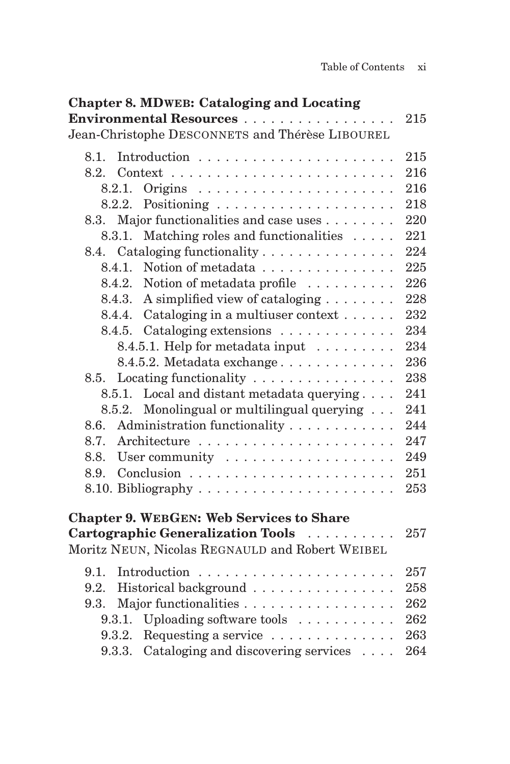**Chapter 8. MDWEB: Cataloging and Locating Environmental Resources** . . . . . . . . . . . . . . . . 215

Jean-Christophe DESCONNETS and Thérèse LIBOUREL

8.1. Introduction . . . . . . . . . . . . . . . . . . . . . . 215
8.2. Context . . . . . . . . . . . . . . . . . . . . . . . . . 216
8.2.1. Origins . . . . . . . . . . . . . . . . . . . . . . 216
8.2.2. Positioning . . . . . . . . . . . . . . . . . . . . 218
8.3. Major functionalities and case uses . . . . . . . . 220
8.3.1. Matching roles and functionalities . . . . . 221
8.4. Cataloging functionality . . . . . . . . . . . . . . 224
8.4.1. Notion of metadata . . . . . . . . . . . . . . . 225
8.4.2. Notion of metadata profile . . . . . . . . . . 226
8.4.3. A simplified view of cataloging . . . . . . . . 228
8.4.4. Cataloging in a multiuser context . . . . . . 232
8.4.5. Cataloging extensions . . . . . . . . . . . . . 234
8.4.5.1. Help for metadata input . . . . . . . . . 234
8.4.5.2. Metadata exchange . . . . . . . . . . . . . 236
8.5. Locating functionality . . . . . . . . . . . . . . . 238
8.5.1. Local and distant metadata querying . . . . 241
8.5.2. Monolingual or multilingual querying . . . 241
8.6. Administration functionality . . . . . . . . . . . . 244
8.7. Architecture . . . . . . . . . . . . . . . . . . . . . . 247
8.8. User community . . . . . . . . . . . . . . . . . . . 249
8.9. Conclusion . . . . . . . . . . . . . . . . . . . . . . . 251
8.10. Bibliography . . . . . . . . . . . . . . . . . . . . . 253

**Chapter 9. WEBGEN: Web Services to Share Cartographic Generalization Tools** . . . . . . . . . . 257

Moritz NEUN, Nicolas REGNAULD and Robert WEIBEL

9.1. Introduction . . . . . . . . . . . . . . . . . . . . . . 257
9.2. Historical background . . . . . . . . . . . . . . . . 258
9.3. Major functionalities . . . . . . . . . . . . . . . . . 262
9.3.1. Uploading software tools . . . . . . . . . . . 262
9.3.2. Requesting a service . . . . . . . . . . . . . . 263
9.3.3. Cataloging and discovering services . . . . 264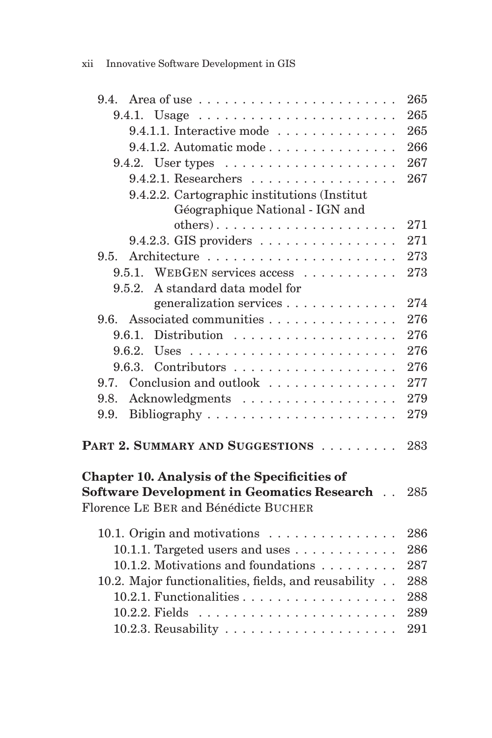9.4. Area of use . . . . . . . . . . . . . . . . . . . . . . 265
9.4.1. Usage . . . . . . . . . . . . . . . . . . . . . . 265
9.4.1.1. Interactive mode . . . . . . . . . . . . . 265
9.4.1.2. Automatic mode . . . . . . . . . . . . . . 266
9.4.2. User types . . . . . . . . . . . . . . . . . . . 267
9.4.2.1. Researchers . . . . . . . . . . . . . . . . 267
9.4.2.2. Cartographic institutions (Institut Géographique National - IGN and others) . . . . . . . . . . . . . . . . . . . 271
9.4.2.3. GIS providers . . . . . . . . . . . . . . . 271
9.5. Architecture . . . . . . . . . . . . . . . . . . . . . 273
9.5.1. WebGen services access . . . . . . . . . . . 273
9.5.2. A standard data model for generalization services . . . . . . . . . . . . . 274
9.6. Associated communities . . . . . . . . . . . . . . 276
9.6.1. Distribution . . . . . . . . . . . . . . . . . . 276
9.6.2. Uses . . . . . . . . . . . . . . . . . . . . . . . 276
9.6.3. Contributors . . . . . . . . . . . . . . . . . . 276
9.7. Conclusion and outlook . . . . . . . . . . . . . . . 277
9.8. Acknowledgments . . . . . . . . . . . . . . . . . . 279
9.9. Bibliography . . . . . . . . . . . . . . . . . . . . . 279

**Part 2. Summary and Suggestions** . . . . . . . . . 283

**Chapter 10. Analysis of the Specificities of Software Development in Geomatics Research** . . 285
Florence Le Ber and Bénédicte Bucher

10.1. Origin and motivations . . . . . . . . . . . . . . 286
10.1.1. Targeted users and uses . . . . . . . . . . . . 286
10.1.2. Motivations and foundations . . . . . . . . . 287
10.2. Major functionalities, fields, and reusability . . 288
10.2.1. Functionalities . . . . . . . . . . . . . . . . . 288
10.2.2. Fields . . . . . . . . . . . . . . . . . . . . . . 289
10.2.3. Reusability . . . . . . . . . . . . . . . . . . . 291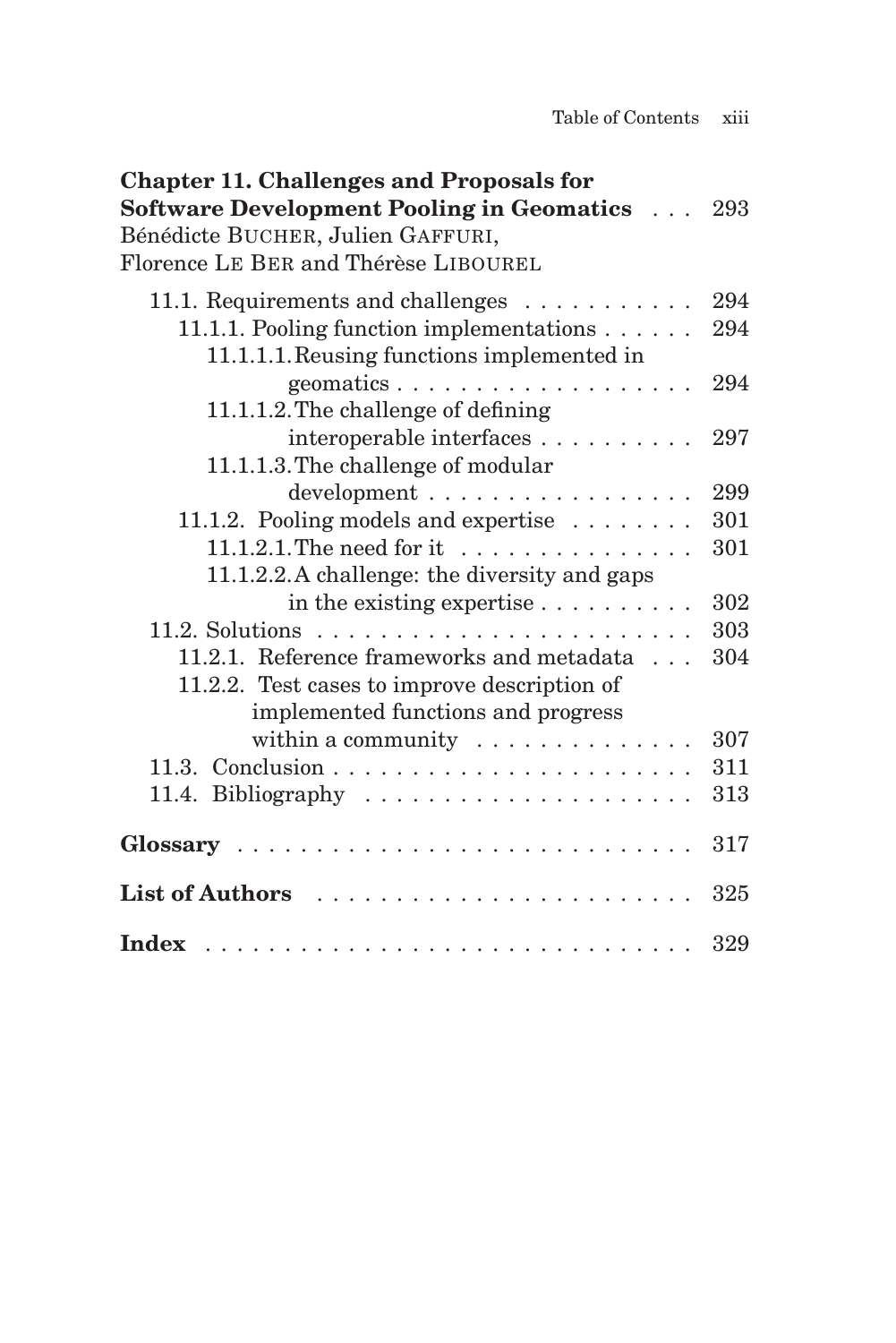**Chapter 11. Challenges and Proposals for Software Development Pooling in Geomatics** . . . 293
Bénédicte BUCHER, Julien GAFFURI, Florence LE BER and Thérèse LIBOUREL

11.1. Requirements and challenges . . . . . . . . . . . 294
11.1.1. Pooling function implementations . . . . . . 294
11.1.1.1. Reusing functions implemented in geomatics . . . . . . . . . . . . . . . . . . . 294
11.1.1.2. The challenge of defining interoperable interfaces . . . . . . . . . . 297
11.1.1.3. The challenge of modular development . . . . . . . . . . . . . . . . . 299
11.1.2. Pooling models and expertise . . . . . . . . 301
11.1.2.1. The need for it . . . . . . . . . . . . . . . 301
11.1.2.2. A challenge: the diversity and gaps in the existing expertise . . . . . . . . . . 302
11.2. Solutions . . . . . . . . . . . . . . . . . . . . . . . . 303
11.2.1. Reference frameworks and metadata . . . 304
11.2.2. Test cases to improve description of implemented functions and progress within a community . . . . . . . . . . . . . 307
11.3. Conclusion . . . . . . . . . . . . . . . . . . . . . . . 311
11.4. Bibliography . . . . . . . . . . . . . . . . . . . . . 313

**Glossary** . . . . . . . . . . . . . . . . . . . . . . . . . . . 317

**List of Authors** . . . . . . . . . . . . . . . . . . . . . . 325

**Index** . . . . . . . . . . . . . . . . . . . . . . . . . . . . 329